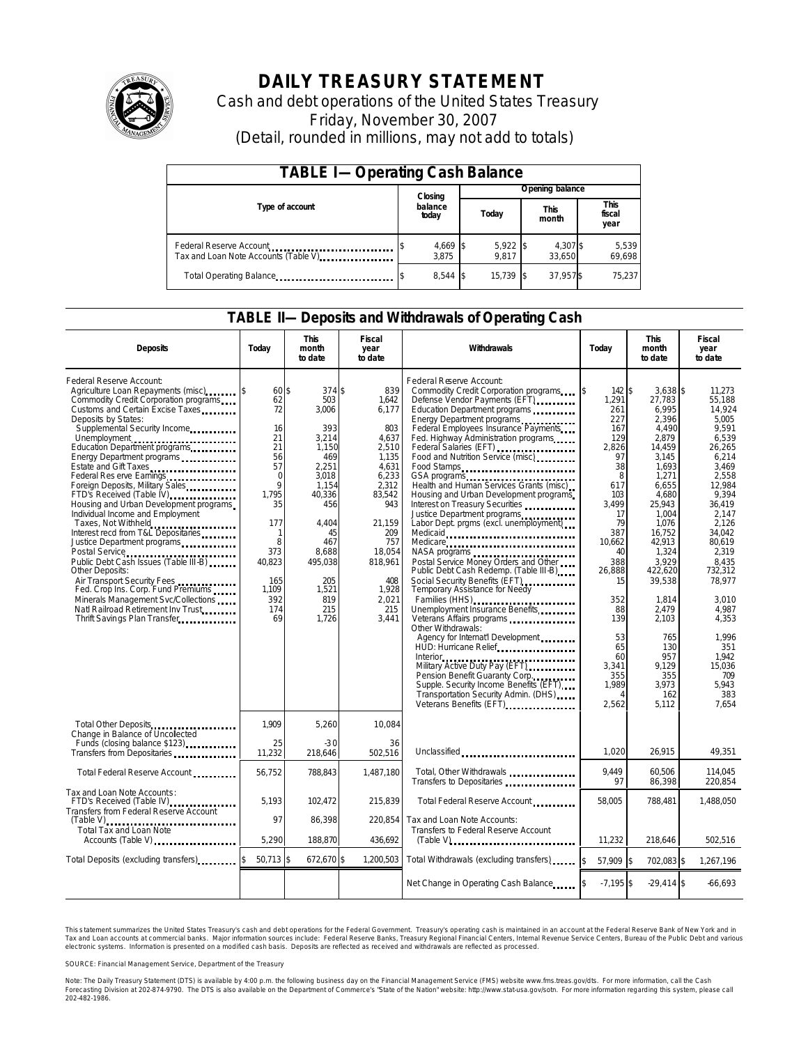# DAILY TREASURY STATEMENT

Cash and debt operations of the United States Treasury

Friday, November 30, 2007

(Detail, rounded in millions, may not add to totals)

## TABLE I—Operating Cash Balance

| Type of account | Closing balance today | Opening balance Today | Opening balance This month | Opening balance This fiscal year |
|---|---|---|---|---|
| Federal Reserve Account | $ 4,669 | $ 5,922 | $ 4,307 | $ 5,539 |
| Tax and Loan Note Accounts (Table V) | 3,875 | 9,817 | 33,650 | 69,698 |
| Total Operating Balance | $ 8,544 | $ 15,739 | $ 37,957 | $ 75,237 |

## TABLE II—Deposits and Withdrawals of Operating Cash

| Deposits | Today | This month to date | Fiscal year to date | Withdrawals | Today | This month to date | Fiscal year to date |
|---|---|---|---|---|---|---|---|
| Federal Reserve Account: | | | | Federal Reserve Account: | | | |
| Agriculture Loan Repayments (misc) | $ 60 | $ 374 | $ 839 | Commodity Credit Corporation programs | $ 142 | $ 3,638 | $ 11,273 |
| Commodity Credit Corporation programs | 62 | 503 | 1,642 | Defense Vendor Payments (EFT) | 1,291 | 27,783 | 55,188 |
| Customs and Certain Excise Taxes | 72 | 3,006 | 6,177 | Education Department programs | 261 | 6,995 | 14,924 |
| Deposits by States: | | | | Energy Department programs | 227 | 2,396 | 5,005 |
| Supplemental Security Income | 16 | 393 | 803 | Federal Employees Insurance Payments | 167 | 4,490 | 9,591 |
| Unemployment | 21 | 3,214 | 4,637 | Fed. Highway Administration programs | 129 | 2,879 | 6,539 |
| Education Department programs | 21 | 1,150 | 2,510 | Federal Salaries (EFT) | 2,826 | 14,459 | 26,265 |
| Energy Department programs | 56 | 469 | 1,135 | Food and Nutrition Service (misc) | 97 | 3,145 | 6,214 |
| Estate and Gift Taxes | 57 | 2,251 | 4,631 | Food Stamps | 38 | 1,693 | 3,469 |
| Federal Reserve Earnings | 0 | 3,018 | 6,233 | GSA programs | 8 | 1,271 | 2,558 |
| Foreign Deposits, Military Sales | 9 | 1,154 | 2,312 | Health and Human Services Grants (misc) | 617 | 6,655 | 12,984 |
| FTD's Received (Table IV) | 1,795 | 40,336 | 83,542 | Housing and Urban Development programs | 103 | 4,680 | 9,394 |
| Housing and Urban Development programs | 35 | 456 | 943 | Interest on Treasury Securities | 3,499 | 25,943 | 36,419 |
| Individual Income and Employment Taxes, Not Withheld | 177 | 4,404 | 21,159 | Justice Department programs | 17 | 1,004 | 2,147 |
| Interest recd from T&L Depositaries | 1 | 45 | 209 | Labor Dept. prgms (excl. unemployment) | 79 | 1,076 | 2,126 |
| Justice Department programs | 8 | 467 | 757 | Medicaid | 387 | 16,752 | 34,042 |
| Postal Service | 373 | 8,688 | 18,054 | Medicare | 10,662 | 42,913 | 80,619 |
| Public Debt Cash Issues (Table III-B) | 40,823 | 495,038 | 818,961 | NASA programs | 40 | 1,324 | 2,319 |
| Other Deposits: | | | | Postal Service Money Orders and Other | 388 | 3,929 | 8,435 |
| Air Transport Security Fees | 165 | 205 | 408 | Public Debt Cash Redemp. (Table III-B) | 26,888 | 422,620 | 732,312 |
| Fed. Crop Ins. Corp. Fund Premiums | 1,109 | 1,521 | 1,928 | Social Security Benefits (EFT) | 15 | 39,538 | 78,977 |
| Minerals Management Svc/Collections | 392 | 819 | 2,021 | Temporary Assistance for Needy Families (HHS) | 352 | 1,814 | 3,010 |
| Natl Railroad Retirement Inv Trust | 174 | 215 | 215 | Unemployment Insurance Benefits | 88 | 2,479 | 4,987 |
| Thrift Savings Plan Transfer | 69 | 1,726 | 3,441 | Veterans Affairs programs | 139 | 2,103 | 4,353 |
| | | | | Other Withdrawals: | | | |
| | | | | Agency for Internat'l Development | 53 | 765 | 1,996 |
| | | | | HUD: Hurricane Relief | 65 | 130 | 351 |
| | | | | Interior | 60 | 957 | 1,942 |
| | | | | Military Active Duty Pay (EFT) | 3,341 | 9,129 | 15,036 |
| | | | | Pension Benefit Guaranty Corp. | 355 | 355 | 709 |
| | | | | Supple. Security Income Benefits (EFT) | 1,989 | 3,973 | 5,943 |
| | | | | Transportation Security Admin. (DHS) | 4 | 162 | 383 |
| | | | | Veterans Benefits (EFT) | 2,562 | 5,112 | 7,654 |
| Total Other Deposits | 1,909 | 5,260 | 10,084 | | | | |
| Change in Balance of Uncollected Funds (closing balance $123) | 25 | -30 | 36 | | | | |
| Transfers from Depositaries | 11,232 | 218,646 | 502,516 | Unclassified | 1,020 | 26,915 | 49,351 |
| Total Federal Reserve Account | 56,752 | 788,843 | 1,487,180 | Total, Other Withdrawals | 9,449 | 60,506 | 114,045 |
| | | | | Transfers to Depositaries | 97 | 86,398 | 220,854 |
| Tax and Loan Note Accounts: | | | | | | | |
| FTD's Received (Table IV) | 5,193 | 102,472 | 215,839 | Total Federal Reserve Account | 58,005 | 788,481 | 1,488,050 |
| Transfers from Federal Reserve Account (Table V) | 97 | 86,398 | 220,854 | Tax and Loan Note Accounts: | | | |
| Total Tax and Loan Note Accounts (Table V) | 5,290 | 188,870 | 436,692 | Transfers to Federal Reserve Account (Table V) | 11,232 | 218,646 | 502,516 |
| Total Deposits (excluding transfers) | $ 50,713 | $ 672,670 | $ 1,200,503 | Total Withdrawals (excluding transfers) | $ 57,909 | $ 702,083 | $ 1,267,196 |
| | | | | Net Change in Operating Cash Balance | $ -7,195 | $ -29,414 | $ -66,693 |

This statement summarizes the United States Treasury's cash and debt operations for the Federal Government. Treasury's operating cash is maintained in an account at the Federal Reserve Bank of New York and in Tax and Loan accounts at commercial banks. Major information sources include: Federal Reserve Banks, Treasury Regional Financial Centers, Internal Revenue Service Centers, Bureau of the Public Debt and various electronic systems. Information is presented on a modified cash basis. Deposits are reflected as received and withdrawals are reflected as processed.

SOURCE: Financial Management Service, Department of the Treasury

Note: The Daily Treasury Statement (DTS) is available by 4:00 p.m. the following business day on the Financial Management Service (FMS) website www.fms.treas.gov/dts. For more information, call the Cash Forecasting Division at 202-874-9790. The DTS is also available on the Department of Commerce's "State of the Nation" website: http://www.stat-usa.gov/sotn. For more information regarding this system, please call 202-482-1986.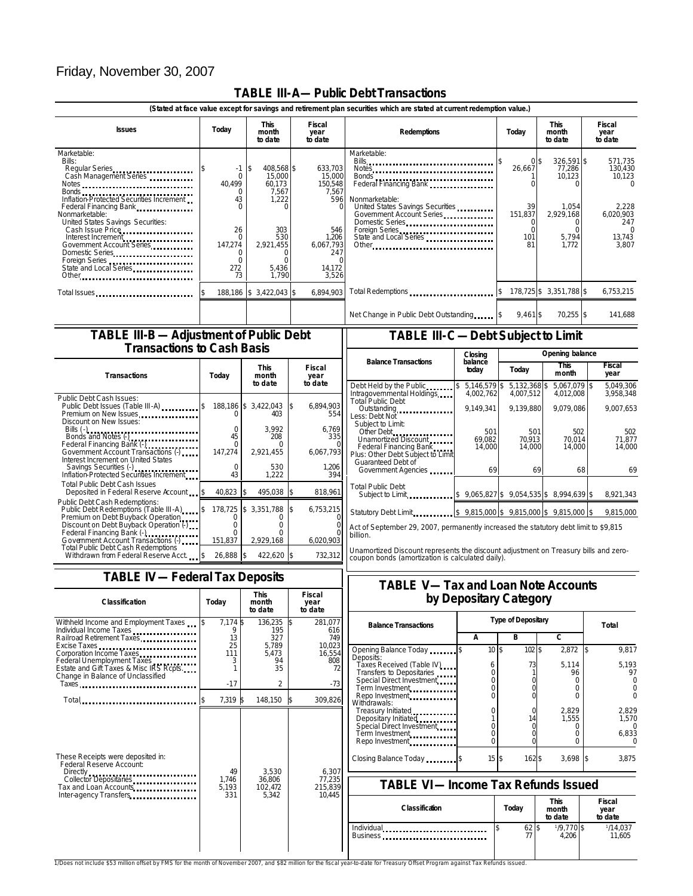Friday, November 30, 2007

## TABLE III-A— Public Debt Transactions

(Stated at face value except for savings and retirement plan securities which are stated at current redemption value.)

| Issues | Today | This month to date | Fiscal year to date | Redemptions | Today | This month to date | Fiscal year to date |
|---|---|---|---|---|---|---|---|
| Marketable: | | | | Marketable: | | | |
| Bills: | | | | Bills | $ 0 | $ 326,591 | $ 571,735 |
| Regular Series | $ -1 | $ 408,568 | $ 633,703 | Notes | 26,667 | 77,286 | 130,430 |
| Cash Management Series | 0 | 15,000 | 15,000 | Bonds | 1 | 10,123 | 10,123 |
| Notes | 40,499 | 60,173 | 150,548 | Federal Financing Bank | 0 | 0 | 0 |
| Bonds | 0 | 7,567 | 7,567 | | | | |
| Inflation-Protected Securities Increment | 43 | 1,222 | 596 | Nonmarketable: | | | |
| Federal Financing Bank | 0 | 0 | 0 | United States Savings Securities | 39 | 1,054 | 2,228 |
| Nonmarketable: | | | | Government Account Series | 151,837 | 2,929,168 | 6,020,903 |
| United States Savings Securities: | | | | Domestic Series | 0 | 0 | 247 |
| Cash Issue Price | 26 | 303 | 546 | Foreign Series | 0 | 0 | 0 |
| Interest Increment | 0 | 530 | 1,206 | State and Local Series | 101 | 5,794 | 13,743 |
| Government Account Series | 147,274 | 2,921,455 | 6,067,793 | Other | 81 | 1,772 | 3,807 |
| Domestic Series | 0 | 0 | 247 | | | | |
| Foreign Series | 0 | 0 | 0 | | | | |
| State and Local Series | 272 | 5,436 | 14,172 | | | | |
| Other | 73 | 1,790 | 3,526 | | | | |
| Total Issues | $ 188,186 | $ 3,422,043 | $ 6,894,903 | Total Redemptions | $ 178,725 | $ 3,351,788 | $ 6,753,215 |
| | | | | Net Change in Public Debt Outstanding | $ 9,461 | $ 70,255 | $ 141,688 |

## TABLE III-B — Adjustment of Public Debt Transactions to Cash Basis

| Transactions | Today | This month to date | Fiscal year to date |
|---|---|---|---|
| Public Debt Cash Issues: | | | |
| Public Debt Issues (Table III-A) | $ 188,186 | $ 3,422,043 | $ 6,894,903 |
| Premium on New Issues | 0 | 403 | 554 |
| Discount on New Issues: | | | |
| Bills (-) | 0 | 3,992 | 6,769 |
| Bonds and Notes (-) | 45 | 208 | 335 |
| Federal Financing Bank (-) | 0 | 0 | 0 |
| Government Account Transactions (-) | 147,274 | 2,921,455 | 6,067,793 |
| Interest Increment on United States Savings Securities (-) | 0 | 530 | 1,206 |
| Inflation-Protected Securities Increment | 43 | 1,222 | 394 |
| Total Public Debt Cash Issues Deposited in Federal Reserve Account | $ 40,823 | $ 495,038 | $ 818,961 |
| Public Debt Cash Redemptions: | | | |
| Public Debt Redemptions (Table III-A) | $ 178,725 | $ 3,351,788 | $ 6,753,215 |
| Premium on Debt Buyback Operation | 0 | 0 | 0 |
| Discount on Debt Buyback Operation (-) | 0 | 0 | 0 |
| Federal Financing Bank (-) | 0 | 0 | 0 |
| Government Account Transactions (-) | 151,837 | 2,929,168 | 6,020,903 |
| Total Public Debt Cash Redemptions Withdrawn from Federal Reserve Acct. | $ 26,888 | $ 422,620 | $ 732,312 |

## TABLE III-C — Debt Subject to Limit

| Balance Transactions | Closing balance today | Opening balance Today | Opening balance This month | Opening balance Fiscal year |
|---|---|---|---|---|
| Debt Held by the Public | $ 5,146,579 | $ 5,132,368 | $ 5,067,079 | $ 5,049,306 |
| Intragovernmental Holdings | 4,002,762 | 4,007,512 | 4,012,008 | 3,958,348 |
| Total Public Debt Outstanding | 9,149,341 | 9,139,880 | 9,079,086 | 9,007,653 |
| Less: Debt Not Subject to Limit: | | | | |
| Other Debt | 501 | 501 | 502 | 502 |
| Unamortized Discount | 69,082 | 70,913 | 70,014 | 71,877 |
| Federal Financing Bank | 14,000 | 14,000 | 14,000 | 14,000 |
| Plus: Other Debt Subject to Limit | | | | |
| Guaranteed Debt of Government Agencies | 69 | 69 | 68 | 69 |
| Total Public Debt Subject to Limit | $ 9,065,827 | $ 9,054,535 | $ 8,994,639 | $ 8,921,343 |
| Statutory Debt Limit | $ 9,815,000 | $ 9,815,000 | $ 9,815,000 | $ 9,815,000 |

Act of September 29, 2007, permanently increased the statutory debt limit to $9,815 billion.

Unamortized Discount represents the discount adjustment on Treasury bills and zero-coupon bonds (amortization is calculated daily).

## TABLE IV — Federal Tax Deposits

| Classification | Today | This month to date | Fiscal year to date |
|---|---|---|---|
| Withheld Income and Employment Taxes | $ 7,174 | $ 136,235 | $ 281,077 |
| Individual Income Taxes | 9 | 195 | 616 |
| Railroad Retirement Taxes | 13 | 327 | 749 |
| Excise Taxes | 25 | 5,789 | 10,023 |
| Corporation Income Taxes | 111 | 5,473 | 16,554 |
| Federal Unemployment Taxes | 3 | 94 | 808 |
| Estate and Gift Taxes & Misc IRS Rcpts. | 1 | 35 | 72 |
| Change in Balance of Unclassified Taxes | -17 | 2 | -73 |
| Total | $ 7,319 | $ 148,150 | $ 309,826 |
| These Receipts were deposited in: | | | |
| Federal Reserve Account: | | | |
| Directly | 49 | 3,530 | 6,307 |
| Collector Depositaries | 1,746 | 36,806 | 77,235 |
| Tax and Loan Accounts | 5,193 | 102,472 | 215,839 |
| Inter-agency Transfers | 331 | 5,342 | 10,445 |

## TABLE V— Tax and Loan Note Accounts by Depositary Category

| Balance Transactions | Type of Depositary A | B | C | Total |
|---|---|---|---|---|
| Opening Balance Today | $ 10 | $ 102 | $ 2,872 | $ 9,817 |
| Deposits: | | | | |
| Taxes Received (Table IV) | 6 | 73 | 5,114 | 5,193 |
| Transfers to Depositaries | 0 | 1 | 96 | 97 |
| Special Direct Investment | 0 | 0 | 0 | 0 |
| Term Investment | 0 | 0 | 0 | 0 |
| Repo Investment | 0 | 0 | 0 | 0 |
| Withdrawals: | | | | |
| Treasury Initiated | 0 | 0 | 2,829 | 2,829 |
| Depositary Initiated | 1 | 14 | 1,555 | 1,570 |
| Special Direct Investment | 0 | 0 | 0 | 0 |
| Term Investment | 0 | 0 | 0 | 6,833 |
| Repo Investment | 0 | 0 | 0 | 0 |
| Closing Balance Today | $ 15 | $ 162 | $ 3,698 | $ 3,875 |

## TABLE VI— Income Tax Refunds Issued

| Classification | Today | This month to date | Fiscal year to date |
|---|---|---|---|
| Individual | $ 62 | $ [1]9,770 | $ [1]14,037 |
| Business | 77 | 4,206 | 11,605 |

1/Does not include $53 million offset by FMS for the month of November 2007, and $82 million for the fiscal year-to-date for Treasury Offset Program against Tax Refunds issued.